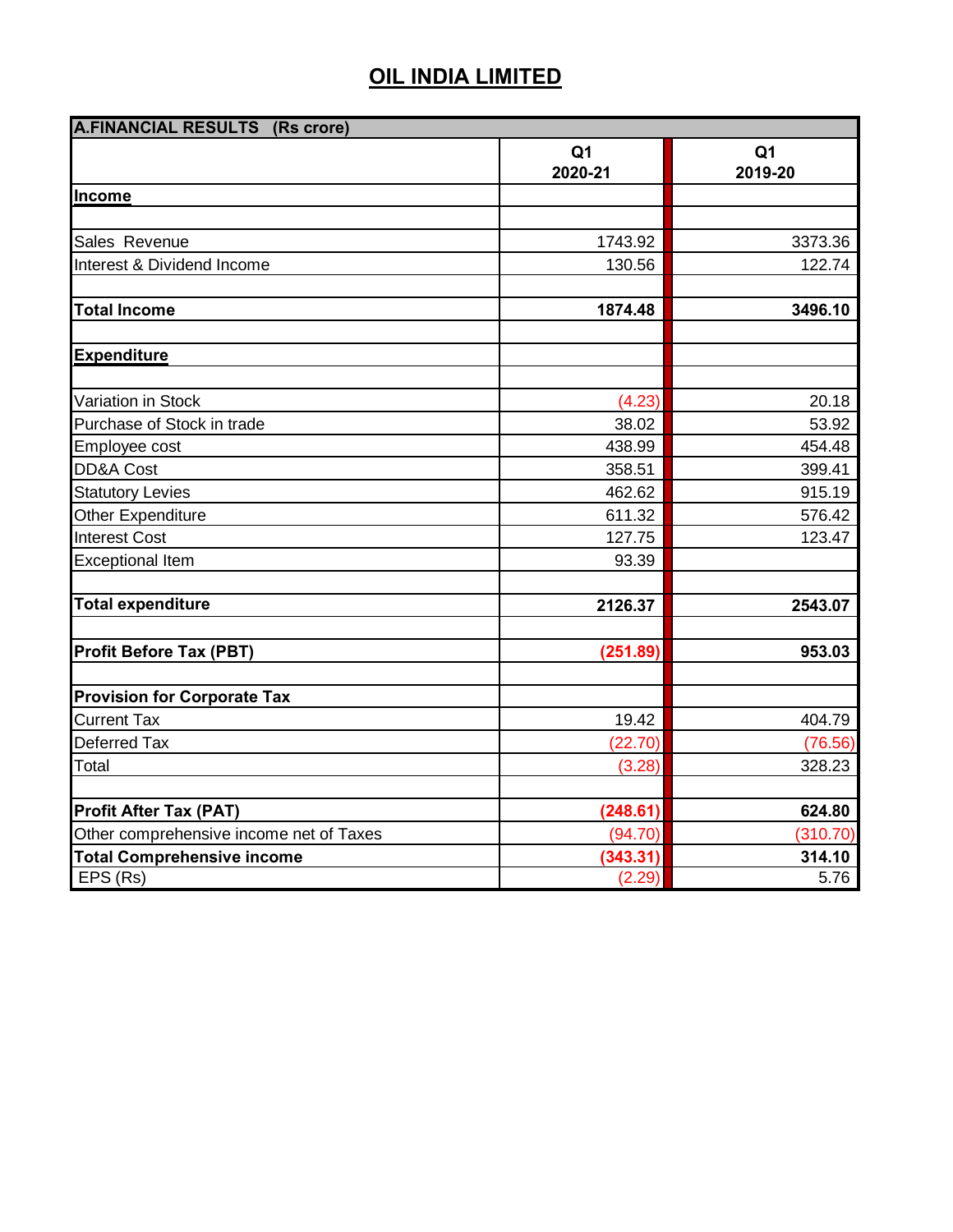# OIL INDIA LIMITED

| A.FINANCIAL RESULTS (Rs crore) | Q1 2020-21 | Q1 2019-20 |
|---|---|---|
| **Income** | | |
| | | |
| Sales Revenue | 1743.92 | 3373.36 |
| Interest & Dividend Income | 130.56 | 122.74 |
| | | |
| **Total Income** | **1874.48** | **3496.10** |
| | | |
| **Expenditure** | | |
| | | |
| Variation in Stock | (4.23) | 20.18 |
| Purchase of Stock in trade | 38.02 | 53.92 |
| Employee cost | 438.99 | 454.48 |
| DD&A Cost | 358.51 | 399.41 |
| Statutory Levies | 462.62 | 915.19 |
| Other Expenditure | 611.32 | 576.42 |
| Interest Cost | 127.75 | 123.47 |
| Exceptional Item | 93.39 | |
| | | |
| **Total expenditure** | **2126.37** | **2543.07** |
| | | |
| **Profit Before Tax (PBT)** | **(251.89)** | **953.03** |
| | | |
| **Provision for Corporate Tax** | | |
| Current Tax | 19.42 | 404.79 |
| Deferred Tax | (22.70) | (76.56) |
| Total | (3.28) | 328.23 |
| | | |
| **Profit After Tax (PAT)** | **(248.61)** | **624.80** |
| Other comprehensive income net of Taxes | (94.70) | (310.70) |
| **Total Comprehensive income** | **(343.31)** | **314.10** |
| EPS (Rs) | (2.29) | 5.76 |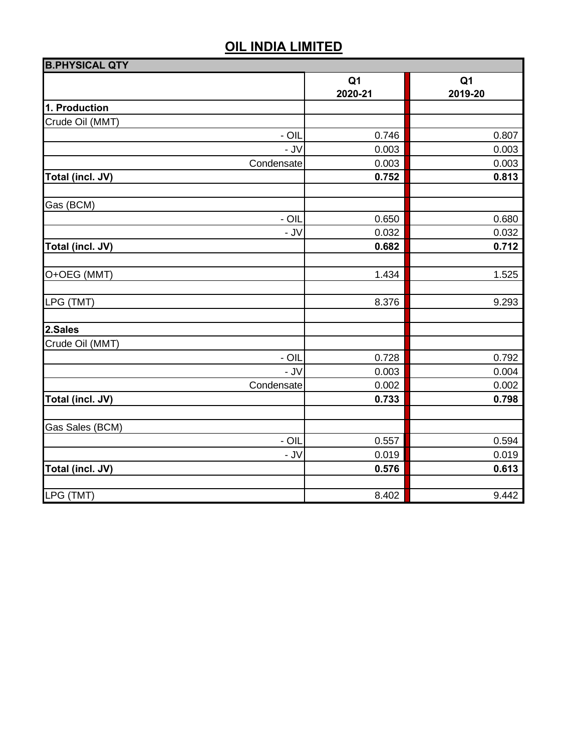# OIL INDIA LIMITED

| B.PHYSICAL QTY | | |
|---|---|---|
| | Q1 2020-21 | Q1 2019-20 |
| **1. Production** | | |
| Crude Oil (MMT) | | |
| - OIL | 0.746 | 0.807 |
| - JV | 0.003 | 0.003 |
| Condensate | 0.003 | 0.003 |
| **Total (incl. JV)** | **0.752** | **0.813** |
| | | |
| Gas (BCM) | | |
| - OIL | 0.650 | 0.680 |
| - JV | 0.032 | 0.032 |
| **Total (incl. JV)** | **0.682** | **0.712** |
| | | |
| O+OEG (MMT) | 1.434 | 1.525 |
| | | |
| LPG (TMT) | 8.376 | 9.293 |
| | | |
| **2.Sales** | | |
| Crude Oil (MMT) | | |
| - OIL | 0.728 | 0.792 |
| - JV | 0.003 | 0.004 |
| Condensate | 0.002 | 0.002 |
| **Total (incl. JV)** | **0.733** | **0.798** |
| | | |
| Gas Sales (BCM) | | |
| - OIL | 0.557 | 0.594 |
| - JV | 0.019 | 0.019 |
| **Total (incl. JV)** | **0.576** | **0.613** |
| | | |
| LPG (TMT) | 8.402 | 9.442 |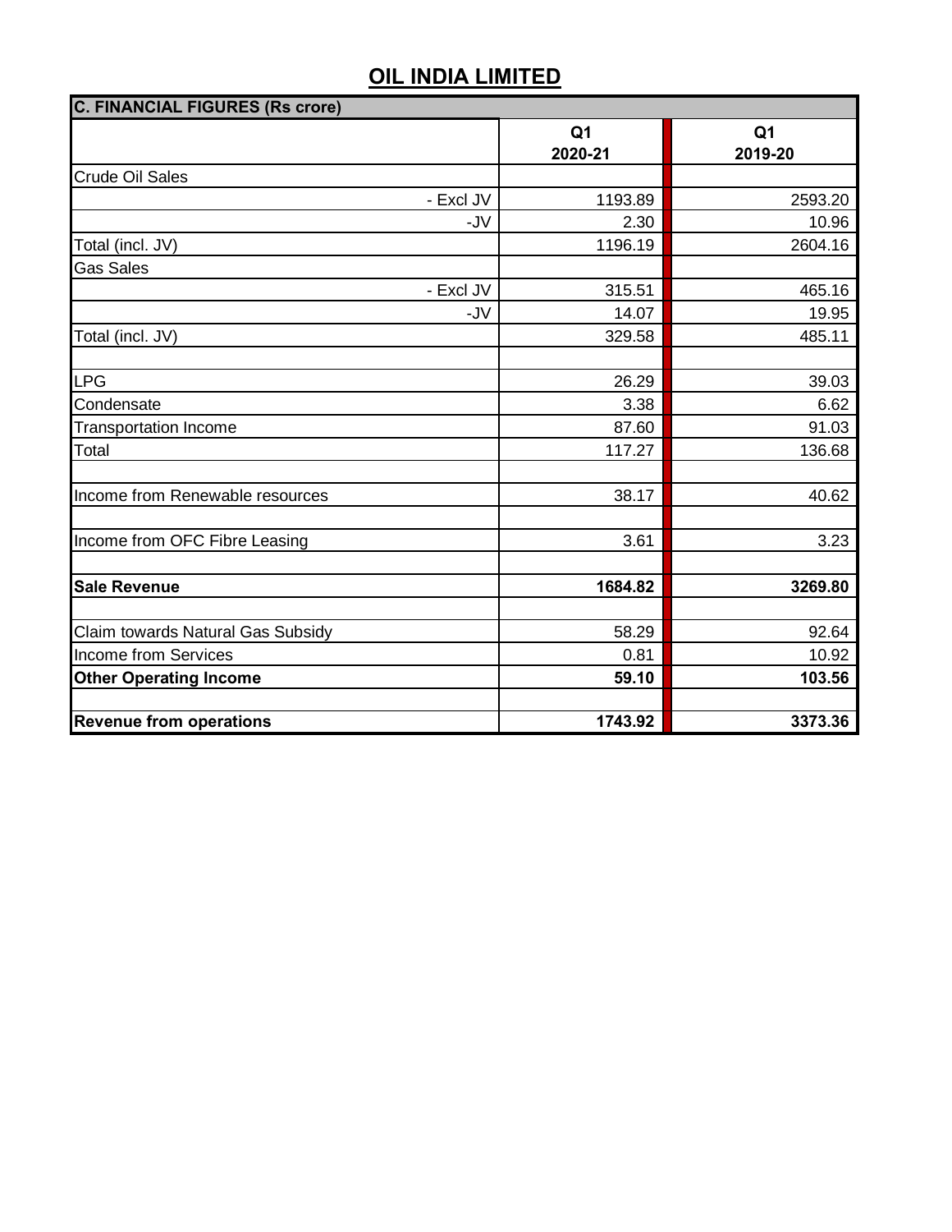# OIL INDIA LIMITED

| C. FINANCIAL FIGURES (Rs crore) | | |
|---|---|---|
| | Q1 2020-21 | Q1 2019-20 |
| Crude Oil Sales | | |
| - Excl JV | 1193.89 | 2593.20 |
| -JV | 2.30 | 10.96 |
| Total (incl. JV) | 1196.19 | 2604.16 |
| Gas Sales | | |
| - Excl JV | 315.51 | 465.16 |
| -JV | 14.07 | 19.95 |
| Total (incl. JV) | 329.58 | 485.11 |
| | | |
| LPG | 26.29 | 39.03 |
| Condensate | 3.38 | 6.62 |
| Transportation Income | 87.60 | 91.03 |
| Total | 117.27 | 136.68 |
| | | |
| Income from Renewable resources | 38.17 | 40.62 |
| | | |
| Income from OFC Fibre Leasing | 3.61 | 3.23 |
| | | |
| **Sale Revenue** | **1684.82** | **3269.80** |
| | | |
| Claim towards Natural Gas Subsidy | 58.29 | 92.64 |
| Income from Services | 0.81 | 10.92 |
| **Other Operating Income** | **59.10** | **103.56** |
| | | |
| **Revenue from operations** | **1743.92** | **3373.36** |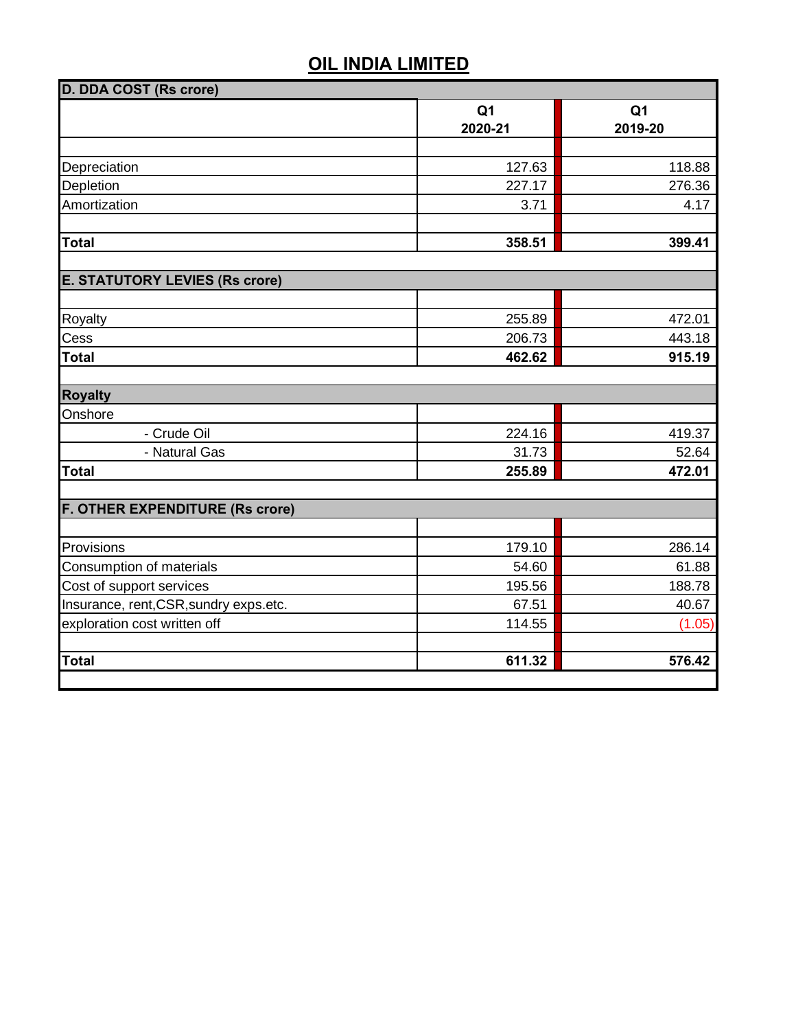# OIL INDIA LIMITED

| D. DDA COST (Rs crore) | Q1 2020-21 | Q1 2019-20 |
|---|---|---|
| Depreciation | 127.63 | 118.88 |
| Depletion | 227.17 | 276.36 |
| Amortization | 3.71 | 4.17 |
| **Total** | **358.51** | **399.41** |

| E. STATUTORY LEVIES (Rs crore) | Q1 2020-21 | Q1 2019-20 |
|---|---|---|
| Royalty | 255.89 | 472.01 |
| Cess | 206.73 | 443.18 |
| **Total** | **462.62** | **915.19** |

| **Royalty** | Q1 2020-21 | Q1 2019-20 |
|---|---|---|
| Onshore | | |
| - Crude Oil | 224.16 | 419.37 |
| - Natural Gas | 31.73 | 52.64 |
| **Total** | **255.89** | **472.01** |

| F. OTHER EXPENDITURE (Rs crore) | Q1 2020-21 | Q1 2019-20 |
|---|---|---|
| Provisions | 179.10 | 286.14 |
| Consumption of materials | 54.60 | 61.88 |
| Cost of support services | 195.56 | 188.78 |
| Insurance, rent,CSR,sundry exps.etc. | 67.51 | 40.67 |
| exploration cost written off | 114.55 | (1.05) |
| **Total** | **611.32** | **576.42** |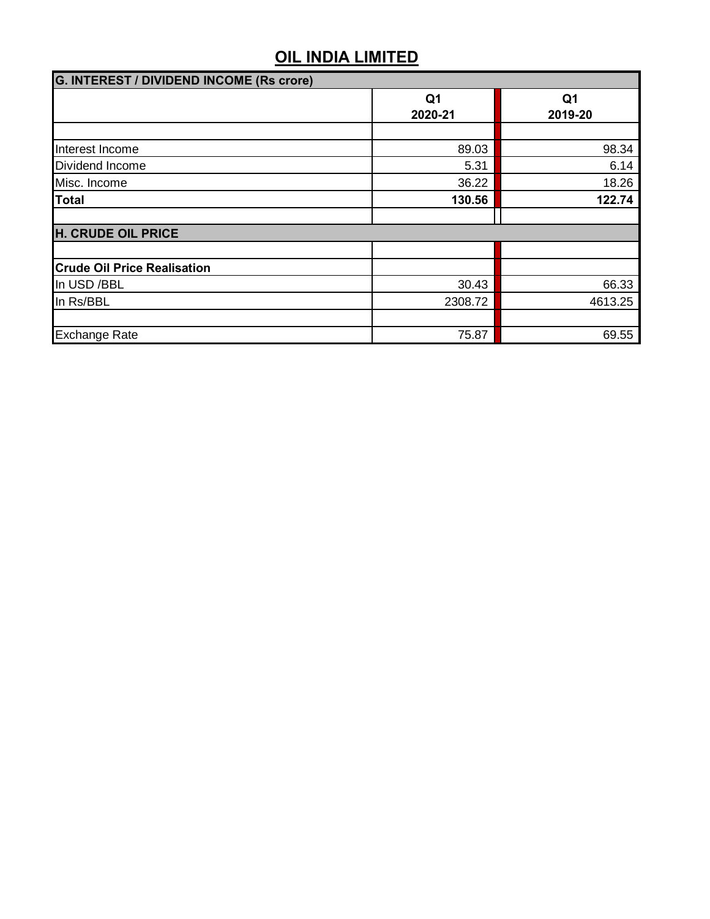# OIL INDIA LIMITED

| G. INTEREST / DIVIDEND INCOME (Rs crore) | Q1 2020-21 | Q1 2019-20 |
|---|---|---|
| | | |
| Interest Income | 89.03 | 98.34 |
| Dividend Income | 5.31 | 6.14 |
| Misc. Income | 36.22 | 18.26 |
| **Total** | **130.56** | **122.74** |

| H. CRUDE OIL PRICE | Q1 2020-21 | Q1 2019-20 |
|---|---|---|
| | | |
| **Crude Oil Price Realisation** | | |
| In USD /BBL | 30.43 | 66.33 |
| In Rs/BBL | 2308.72 | 4613.25 |
| | | |
| Exchange Rate | 75.87 | 69.55 |